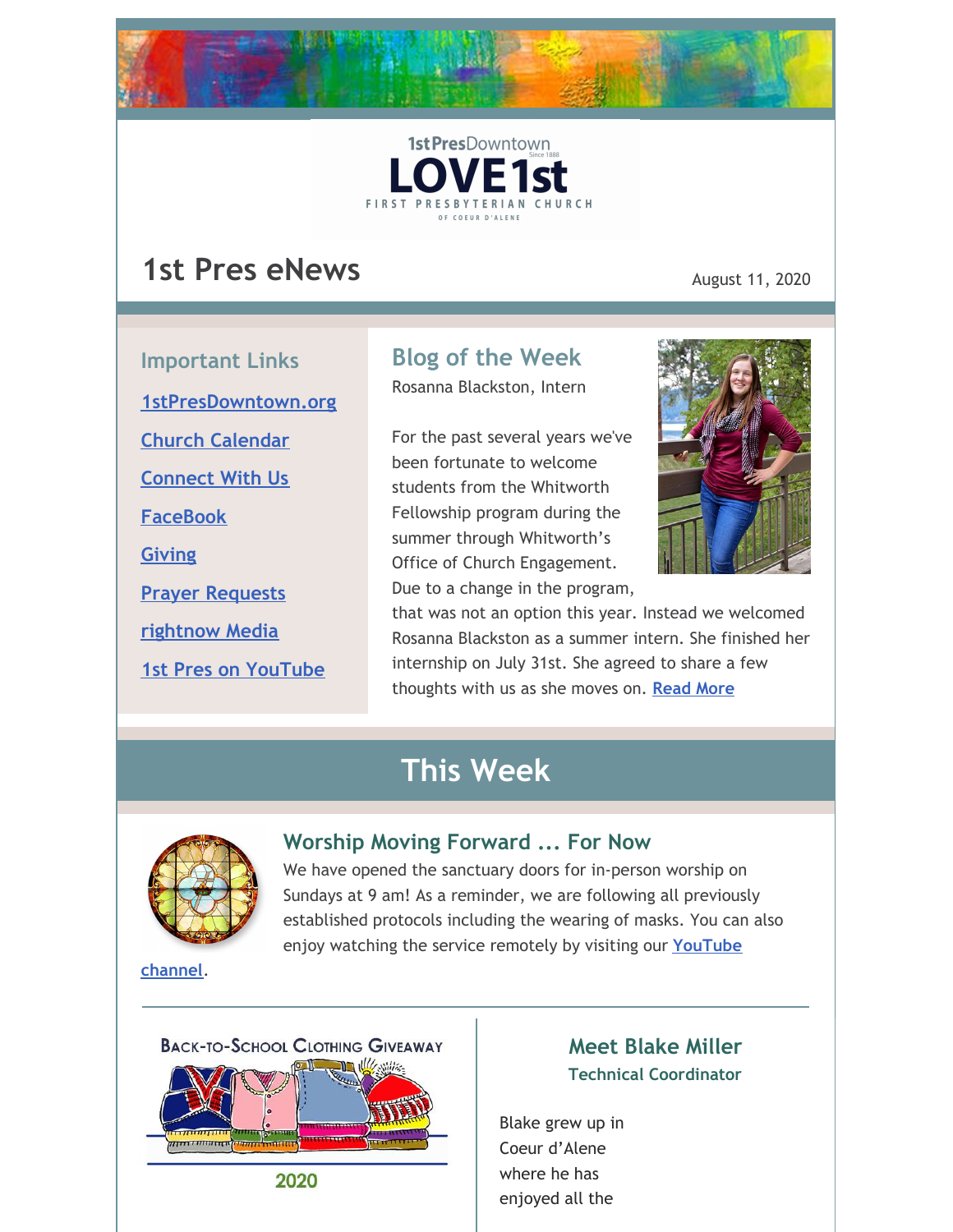1stPresDowntown
Since 1888

LOVE 1st

FIRST PRESBYTERIAN CHURCH
OF COEUR D'ALENE

# 1st Pres eNews

August 11, 2020

## Important Links

- [1stPresDowntown.org]
- [Church Calendar]
- [Connect With Us]
- [FaceBook]
- [Giving]
- [Prayer Requests]
- [rightnow Media]
- [1st Pres on YouTube]

## Blog of the Week

Rosanna Blackston, Intern

For the past several years we've been fortunate to welcome students from the Whitworth Fellowship program during the summer through Whitworth's Office of Church Engagement. Due to a change in the program, that was not an option this year. Instead we welcomed Rosanna Blackston as a summer intern. She finished her internship on July 31st. She agreed to share a few thoughts with us as she moves on. Read More

# This Week

### Worship Moving Forward ... For Now

We have opened the sanctuary doors for in-person worship on Sundays at 9 am! As a reminder, we are following all previously established protocols including the wearing of masks. You can also enjoy watching the service remotely by visiting our YouTube channel.

---

BACK-TO-SCHOOL CLOTHING GIVEAWAY

2020

### Meet Blake Miller

**Technical Coordinator**

Blake grew up in Coeur d'Alene where he has enjoyed all the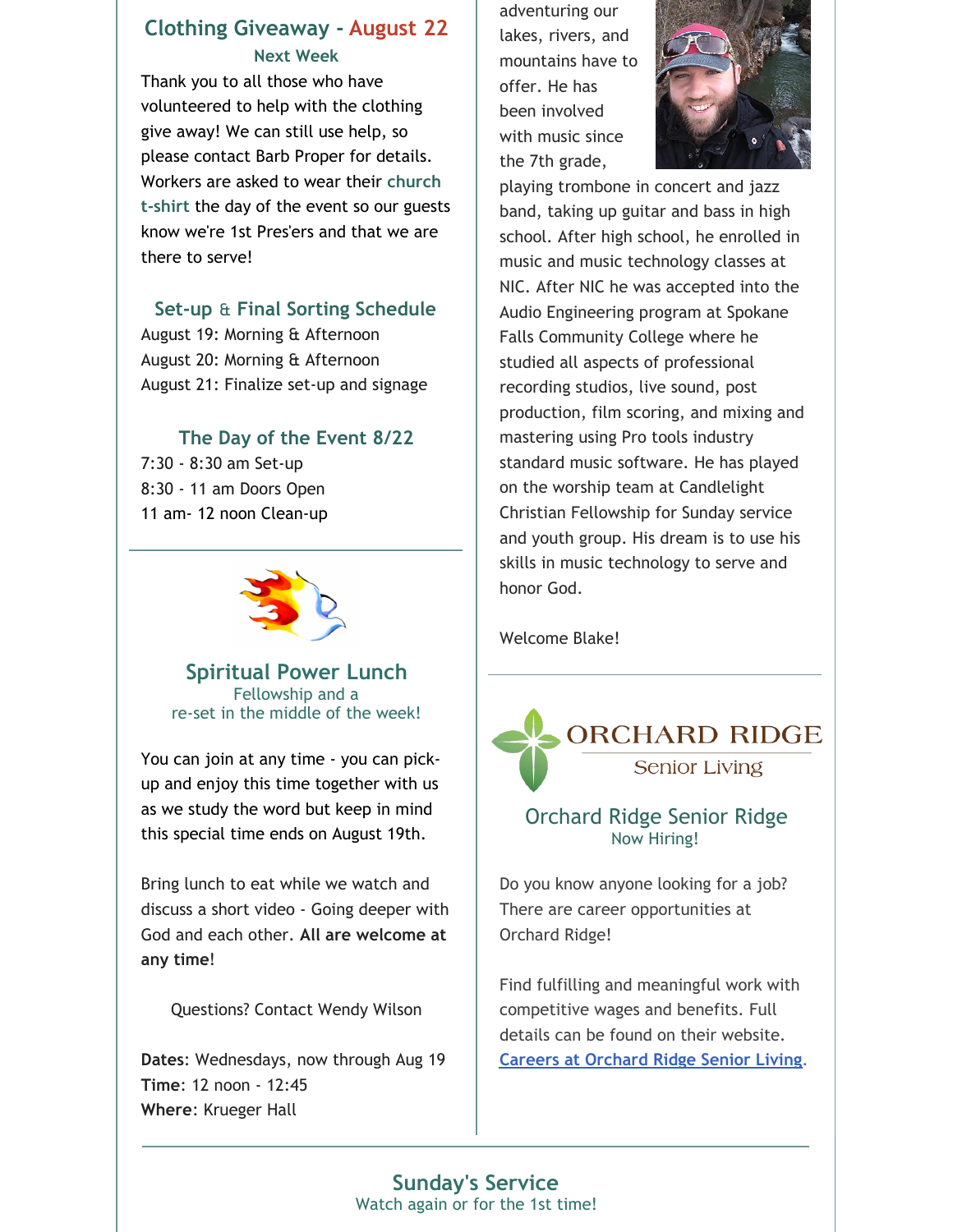## Clothing Giveaway - August 22

### Next Week

Thank you to all those who have volunteered to help with the clothing give away! We can still use help, so please contact Barb Proper for details. Workers are asked to wear their church t-shirt the day of the event so our guests know we're 1st Pres'ers and that we are there to serve!

### Set-up & Final Sorting Schedule

August 19: Morning & Afternoon
August 20: Morning & Afternoon
August 21: Finalize set-up and signage

### The Day of the Event 8/22

7:30 - 8:30 am Set-up
8:30 - 11 am Doors Open
11 am- 12 noon Clean-up

---

## Spiritual Power Lunch

Fellowship and a
re-set in the middle of the week!

You can join at any time - you can pick-up and enjoy this time together with us as we study the word but keep in mind this special time ends on August 19th.

Bring lunch to eat while we watch and discuss a short video - Going deeper with God and each other. **All are welcome at any time**!

Questions? Contact Wendy Wilson

**Dates**: Wednesdays, now through Aug 19
**Time**: 12 noon - 12:45
**Where**: Krueger Hall

adventuring our lakes, rivers, and mountains have to offer. He has been involved with music since the 7th grade, playing trombone in concert and jazz band, taking up guitar and bass in high school. After high school, he enrolled in music and music technology classes at NIC. After NIC he was accepted into the Audio Engineering program at Spokane Falls Community College where he studied all aspects of professional recording studios, live sound, post production, film scoring, and mixing and mastering using Pro tools industry standard music software. He has played on the worship team at Candlelight Christian Fellowship for Sunday service and youth group. His dream is to use his skills in music technology to serve and honor God.

Welcome Blake!

---

ORCHARD RIDGE
Senior Living

## Orchard Ridge Senior Ridge

Now Hiring!

Do you know anyone looking for a job? There are career opportunities at Orchard Ridge!

Find fulfilling and meaningful work with competitive wages and benefits. Full details can be found on their website. [Careers at Orchard Ridge Senior Living](Careers at Orchard Ridge Senior Living).

---

## Sunday's Service

Watch again or for the 1st time!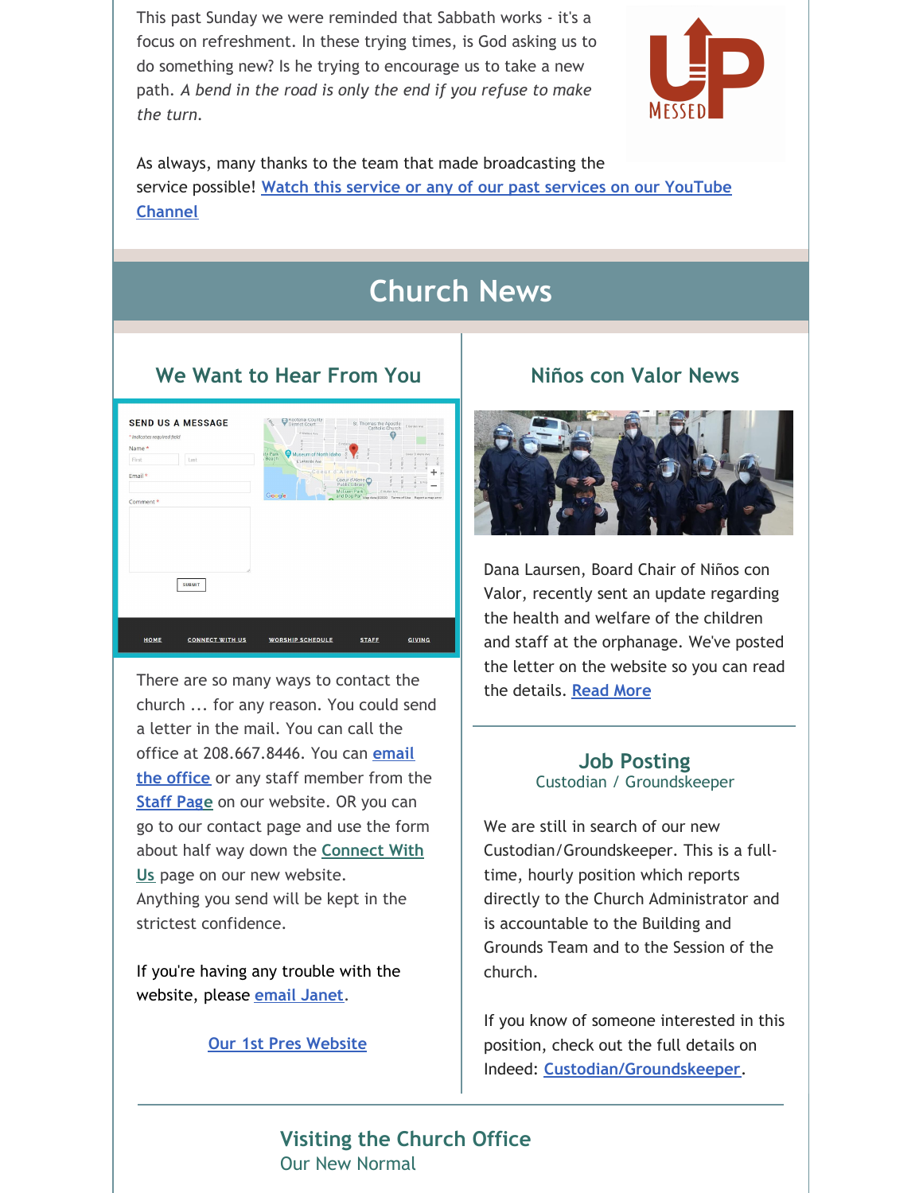This past Sunday we were reminded that Sabbath works - it's a focus on refreshment. In these trying times, is God asking us to do something new? Is he trying to encourage us to take a new path. *A bend in the road is only the end if you refuse to make the turn.*

As always, many thanks to the team that made broadcasting the service possible! **Watch this service or any of our past services on our YouTube Channel**

# Church News

## We Want to Hear From You

There are so many ways to contact the church ... for any reason. You could send a letter in the mail. You can call the office at 208.667.8446. You can **email the office** or any staff member from the **Staff Page** on our website. OR you can go to our contact page and use the form about half way down the **Connect With Us** page on our new website. Anything you send will be kept in the strictest confidence.

If you're having any trouble with the website, please email Janet.

**Our 1st Pres Website**

## Niños con Valor News

Dana Laursen, Board Chair of Niños con Valor, recently sent an update regarding the health and welfare of the children and staff at the orphanage. We've posted the letter on the website so you can read the details. Read More

## Job Posting

Custodian / Groundskeeper

We are still in search of our new Custodian/Groundskeeper. This is a full-time, hourly position which reports directly to the Church Administrator and is accountable to the Building and Grounds Team and to the Session of the church.

If you know of someone interested in this position, check out the full details on Indeed: **Custodian/Groundskeeper**.

## Visiting the Church Office

Our New Normal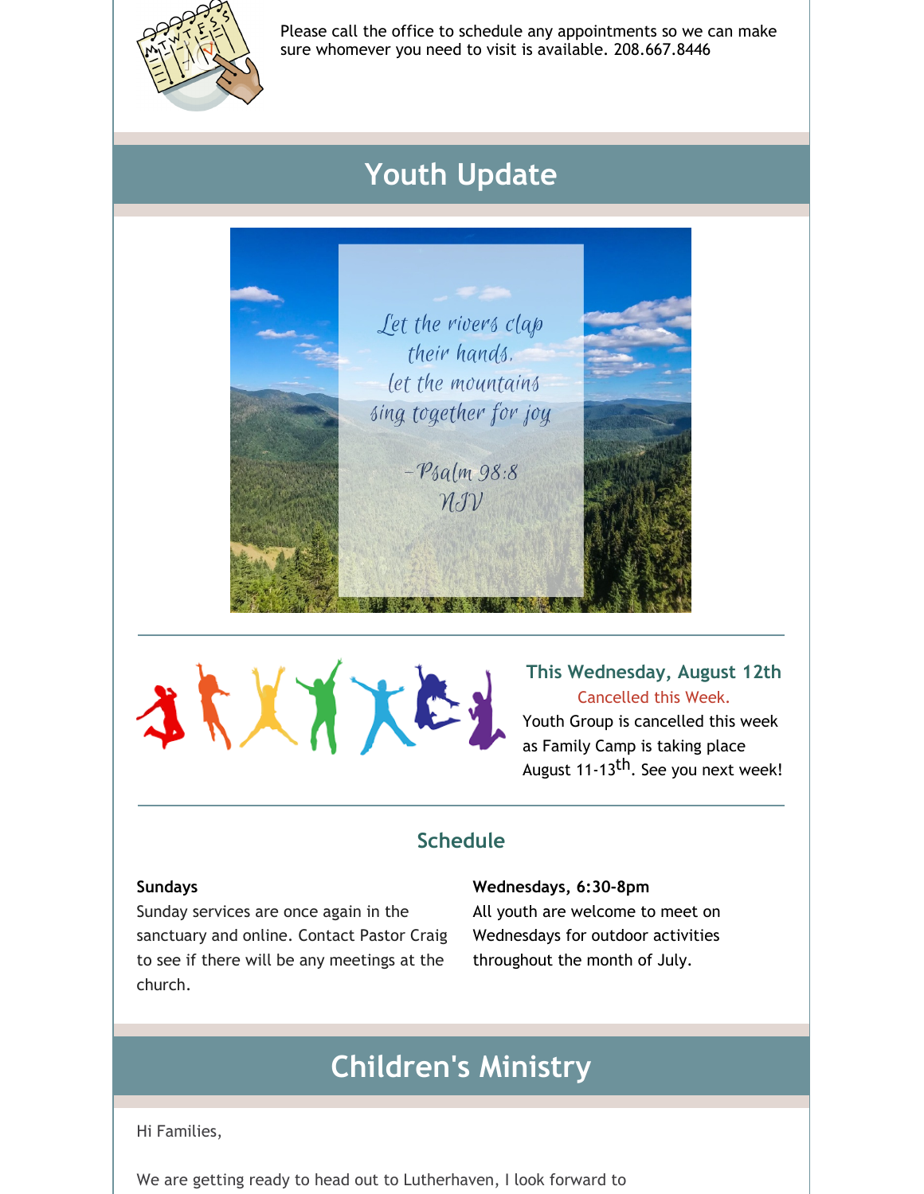Please call the office to schedule any appointments so we can make sure whomever you need to visit is available. 208.667.8446

# Youth Update

Let the rivers clap their hands, let the mountains sing together for joy

– Psalm 98:8 NIV

### This Wednesday, August 12th

Cancelled this Week.

Youth Group is cancelled this week as Family Camp is taking place August 11-13th. See you next week!

## Schedule

**Sundays**

Sunday services are once again in the sanctuary and online. Contact Pastor Craig to see if there will be any meetings at the church.

**Wednesdays, 6:30-8pm**

All youth are welcome to meet on Wednesdays for outdoor activities throughout the month of July.

# Children's Ministry

Hi Families,

We are getting ready to head out to Lutherhaven, I look forward to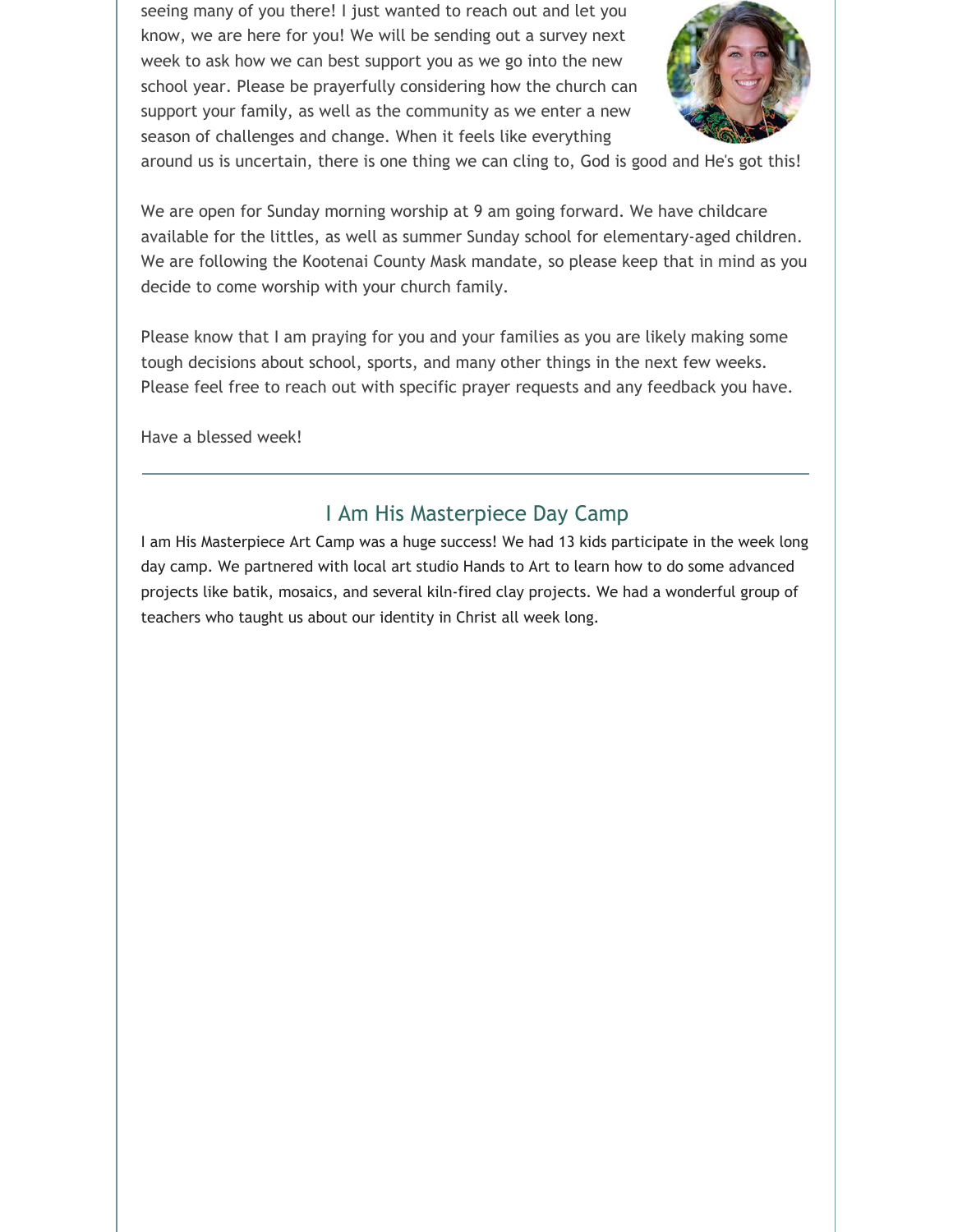seeing many of you there! I just wanted to reach out and let you know, we are here for you! We will be sending out a survey next week to ask how we can best support you as we go into the new school year. Please be prayerfully considering how the church can support your family, as well as the community as we enter a new season of challenges and change. When it feels like everything around us is uncertain, there is one thing we can cling to, God is good and He's got this!

We are open for Sunday morning worship at 9 am going forward. We have childcare available for the littles, as well as summer Sunday school for elementary-aged children. We are following the Kootenai County Mask mandate, so please keep that in mind as you decide to come worship with your church family.

Please know that I am praying for you and your families as you are likely making some tough decisions about school, sports, and many other things in the next few weeks. Please feel free to reach out with specific prayer requests and any feedback you have.

Have a blessed week!

---

## I Am His Masterpiece Day Camp

I am His Masterpiece Art Camp was a huge success! We had 13 kids participate in the week long day camp. We partnered with local art studio Hands to Art to learn how to do some advanced projects like batik, mosaics, and several kiln-fired clay projects. We had a wonderful group of teachers who taught us about our identity in Christ all week long.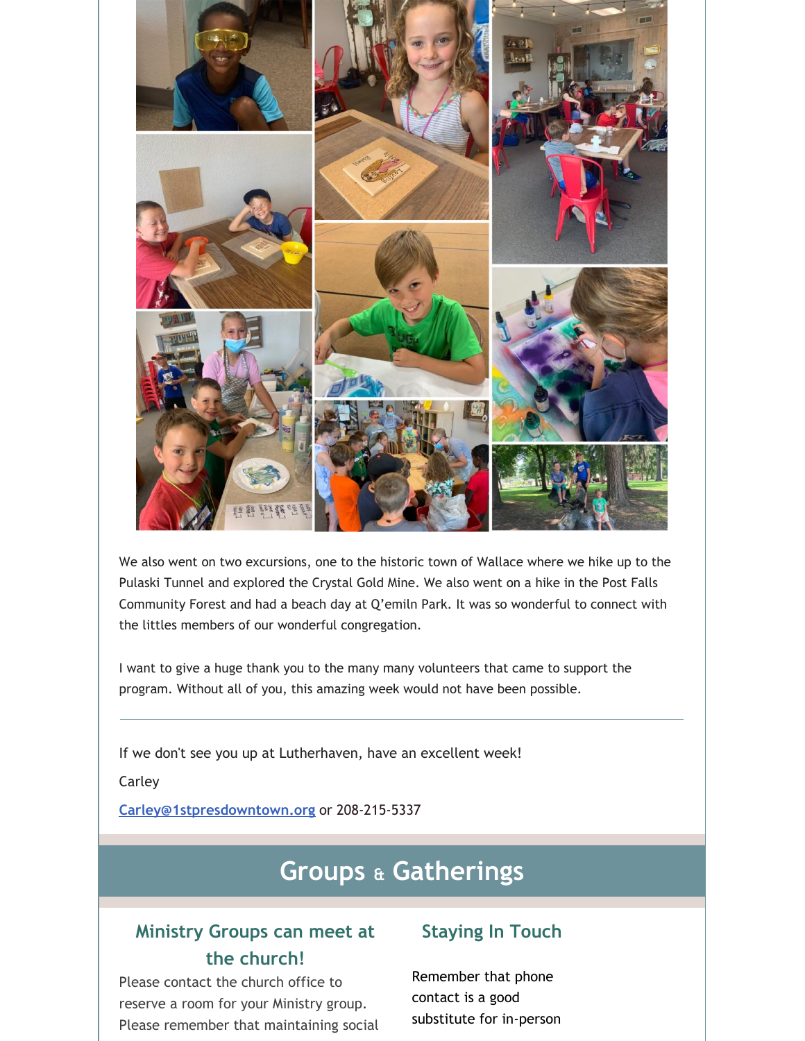We also went on two excursions, one to the historic town of Wallace where we hike up to the Pulaski Tunnel and explored the Crystal Gold Mine. We also went on a hike in the Post Falls Community Forest and had a beach day at Q'emiln Park. It was so wonderful to connect with the littles members of our wonderful congregation.

I want to give a huge thank you to the many many volunteers that came to support the program. Without all of you, this amazing week would not have been possible.

---

If we don't see you up at Lutherhaven, have an excellent week!

Carley

[Carley@1stpresdowntown.org](mailto:Carley@1stpresdowntown.org) or 208-215-5337

# Groups & Gatherings

## Ministry Groups can meet at the church!

Please contact the church office to reserve a room for your Ministry group. Please remember that maintaining social

## Staying In Touch

Remember that phone contact is a good substitute for in-person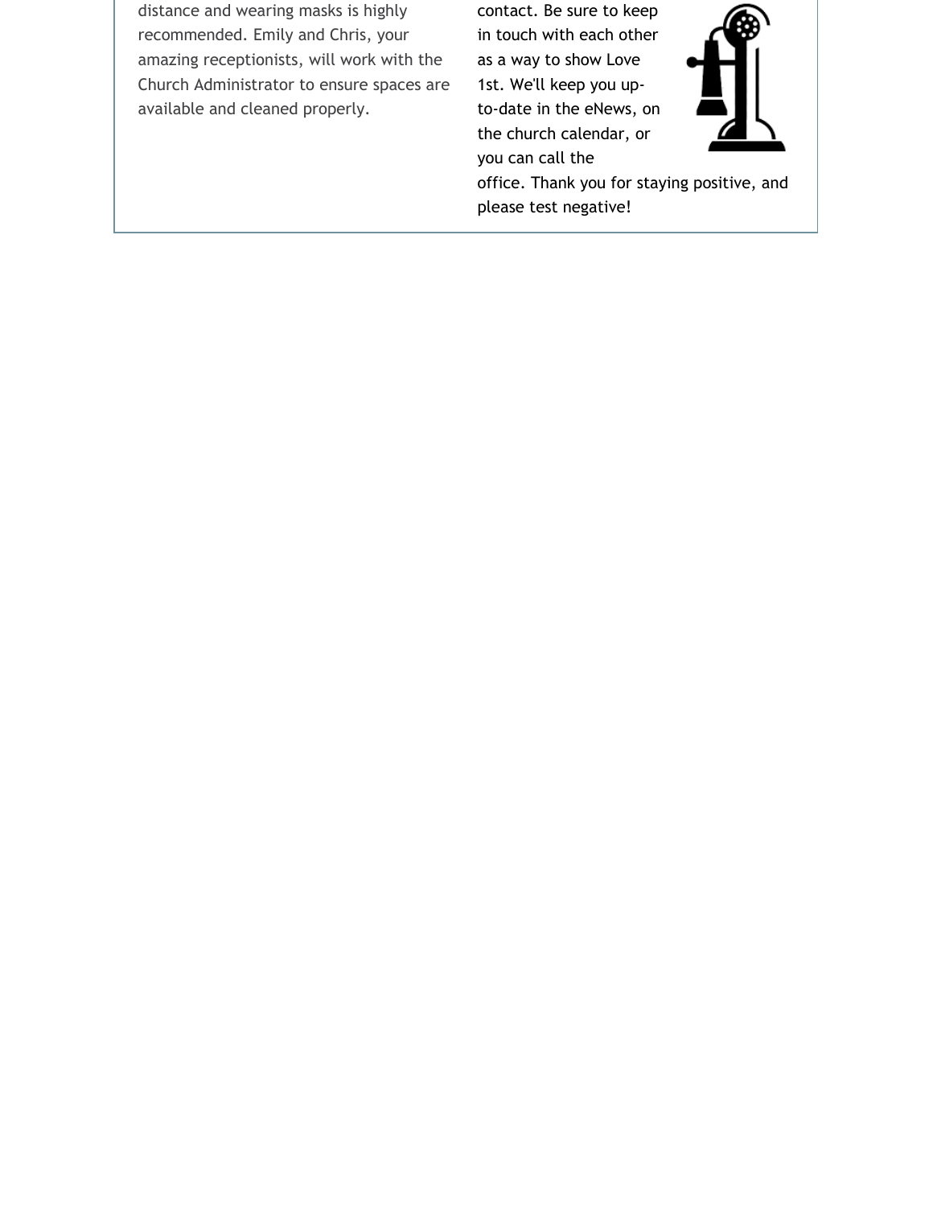distance and wearing masks is highly recommended. Emily and Chris, your amazing receptionists, will work with the Church Administrator to ensure spaces are available and cleaned properly.

contact. Be sure to keep in touch with each other as a way to show Love 1st. We'll keep you up-to-date in the eNews, on the church calendar, or you can call the office. Thank you for staying positive, and please test negative!